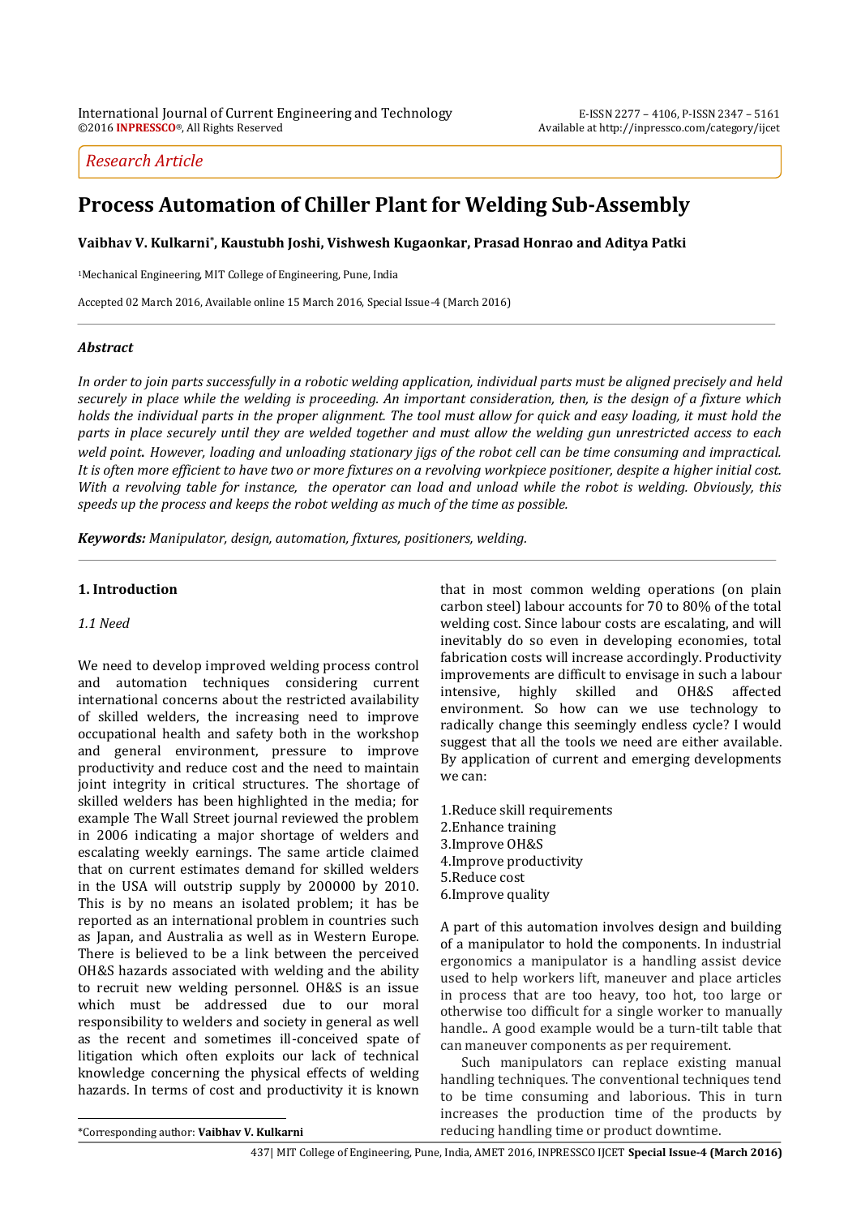Research Article

# Process Automation of Chiller Plant for Welding Sub-Assembly

**Vaibhav V. Kulkarni*, Kaustubh Joshi, Vishwesh Kugaonkar, Prasad Honrao and Aditya Patki**

[1]Mechanical Engineering, MIT College of Engineering, Pune, India

Accepted 02 March 2016, Available online 15 March 2016, Special Issue-4 (March 2016)

## Abstract

*In order to join parts successfully in a robotic welding application, individual parts must be aligned precisely and held securely in place while the welding is proceeding. An important consideration, then, is the design of a fixture which holds the individual parts in the proper alignment. The tool must allow for quick and easy loading, it must hold the parts in place securely until they are welded together and must allow the welding gun unrestricted access to each weld point. However, loading and unloading stationary jigs of the robot cell can be time consuming and impractical. It is often more efficient to have two or more fixtures on a revolving workpiece positioner, despite a higher initial cost. With a revolving table for instance, the operator can load and unload while the robot is welding. Obviously, this speeds up the process and keeps the robot welding as much of the time as possible.*

***Keywords:*** *Manipulator, design, automation, fixtures, positioners, welding.*

## 1. Introduction

### *1.1 Need*

We need to develop improved welding process control and automation techniques considering current international concerns about the restricted availability of skilled welders, the increasing need to improve occupational health and safety both in the workshop and general environment, pressure to improve productivity and reduce cost and the need to maintain joint integrity in critical structures. The shortage of skilled welders has been highlighted in the media; for example The Wall Street journal reviewed the problem in 2006 indicating a major shortage of welders and escalating weekly earnings. The same article claimed that on current estimates demand for skilled welders in the USA will outstrip supply by 200000 by 2010. This is by no means an isolated problem; it has be reported as an international problem in countries such as Japan, and Australia as well as in Western Europe. There is believed to be a link between the perceived OH&S hazards associated with welding and the ability to recruit new welding personnel. OH&S is an issue which must be addressed due to our moral responsibility to welders and society in general as well as the recent and sometimes ill-conceived spate of litigation which often exploits our lack of technical knowledge concerning the physical effects of welding hazards. In terms of cost and productivity it is known that in most common welding operations (on plain carbon steel) labour accounts for 70 to 80% of the total welding cost. Since labour costs are escalating, and will inevitably do so even in developing economies, total fabrication costs will increase accordingly. Productivity improvements are difficult to envisage in such a labour intensive, highly skilled and OH&S affected environment. So how can we use technology to radically change this seemingly endless cycle? I would suggest that all the tools we need are either available. By application of current and emerging developments we can:

1. Reduce skill requirements
2. Enhance training
3. Improve OH&S
4. Improve productivity
5. Reduce cost
6. Improve quality

A part of this automation involves design and building of a manipulator to hold the components. In industrial ergonomics a manipulator is a handling assist device used to help workers lift, maneuver and place articles in process that are too heavy, too hot, too large or otherwise too difficult for a single worker to manually handle.. A good example would be a turn-tilt table that can maneuver components as per requirement.

Such manipulators can replace existing manual handling techniques. The conventional techniques tend to be time consuming and laborious. This in turn increases the production time of the products by reducing handling time or product downtime.

*Corresponding author: **Vaibhav V. Kulkarni**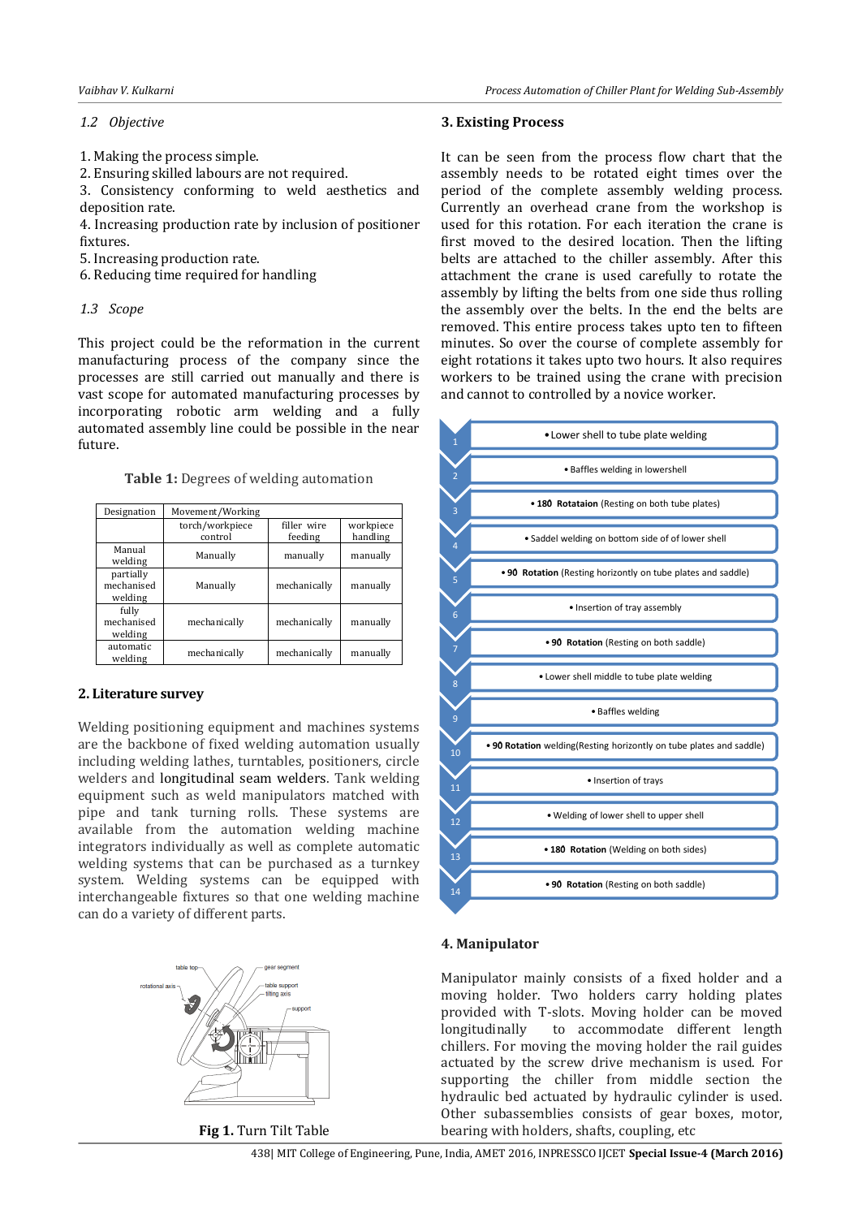### 1.2 Objective

1. Making the process simple.
2. Ensuring skilled labours are not required.
3. Consistency conforming to weld aesthetics and deposition rate.
4. Increasing production rate by inclusion of positioner fixtures.
5. Increasing production rate.
6. Reducing time required for handling

### 1.3 Scope

This project could be the reformation in the current manufacturing process of the company since the processes are still carried out manually and there is vast scope for automated manufacturing processes by incorporating robotic arm welding and a fully automated assembly line could be possible in the near future.

**Table 1:** Degrees of welding automation

| Designation | Movement/Working | | |
|---|---|---|---|
| | torch/workpiece control | filler wire feeding | workpiece handling |
| Manual welding | Manually | manually | manually |
| partially mechanised welding | Manually | mechanically | manually |
| fully mechanised welding | mechanically | mechanically | manually |
| automatic welding | mechanically | mechanically | manually |

## 2. Literature survey

Welding positioning equipment and machines systems are the backbone of fixed welding automation usually including welding lathes, turntables, positioners, circle welders and longitudinal seam welders. Tank welding equipment such as weld manipulators matched with pipe and tank turning rolls. These systems are available from the automation welding machine integrators individually as well as complete automatic welding systems that can be purchased as a turnkey system. Welding systems can be equipped with interchangeable fixtures so that one welding machine can do a variety of different parts.

**Fig 1.** Turn Tilt Table

## 3. Existing Process

It can be seen from the process flow chart that the assembly needs to be rotated eight times over the period of the complete assembly welding process. Currently an overhead crane from the workshop is used for this rotation. For each iteration the crane is first moved to the desired location. Then the lifting belts are attached to the chiller assembly. After this attachment the crane is used carefully to rotate the assembly by lifting the belts from one side thus rolling the assembly over the belts. In the end the belts are removed. This entire process takes upto ten to fifteen minutes. So over the course of complete assembly for eight rotations it takes upto two hours. It also requires workers to be trained using the crane with precision and cannot to controlled by a novice worker.

1. Lower shell to tube plate welding
2. Baffles welding in lowershell
3. **180 Rotataion** (Resting on both tube plates)
4. Saddel welding on bottom side of of lower shell
5. **90 Rotation** (Resting horizontly on tube plates and saddle)
6. Insertion of tray assembly
7. **90 Rotation** (Resting on both saddle)
8. Lower shell middle to tube plate welding
9. Baffles welding
10. **90 Rotation** welding(Resting horizontly on tube plates and saddle)
11. Insertion of trays
12. Welding of lower shell to upper shell
13. **180 Rotation** (Welding on both sides)
14. **90 Rotation** (Resting on both saddle)

## 4. Manipulator

Manipulator mainly consists of a fixed holder and a moving holder. Two holders carry holding plates provided with T-slots. Moving holder can be moved longitudinally to accommodate different length chillers. For moving the moving holder the rail guides actuated by the screw drive mechanism is used. For supporting the chiller from middle section the hydraulic bed actuated by hydraulic cylinder is used. Other subassemblies consists of gear boxes, motor, bearing with holders, shafts, coupling, etc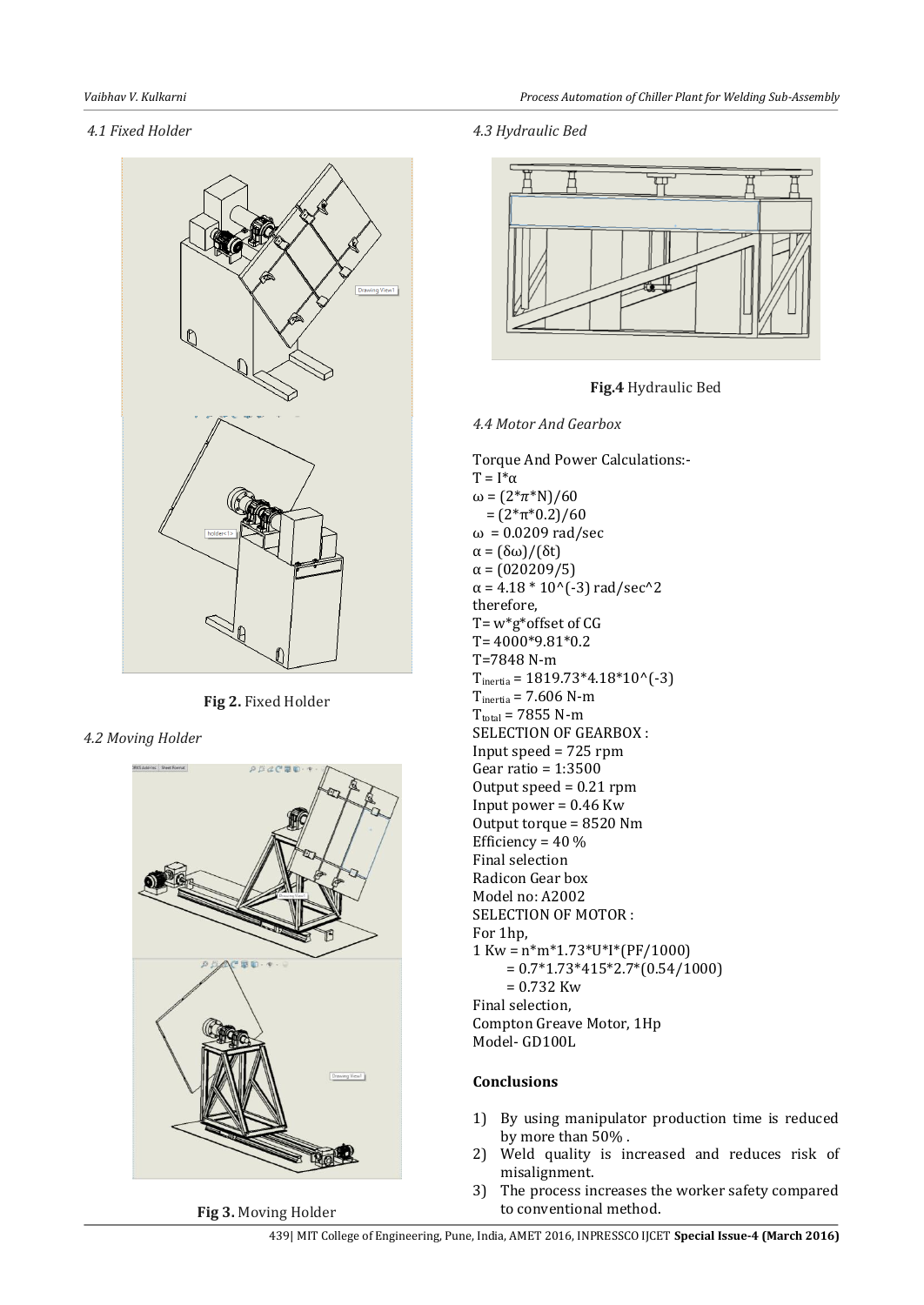### *4.1 Fixed Holder*

**Fig 2.** Fixed Holder

### *4.2 Moving Holder*

**Fig 3.** Moving Holder

### *4.3 Hydraulic Bed*

**Fig.4** Hydraulic Bed

### *4.4 Motor And Gearbox*

Torque And Power Calculations:-

$T = I^*\alpha$

$\omega = (2^*\pi^*N)/60$

$= (2^*\pi^*0.2)/60$

$\omega = 0.0209$ rad/sec

$\alpha = (\delta\omega)/(\delta t)$

$\alpha = (020209/5)$

$\alpha = 4.18 * 10^{(-3)}$ rad/sec^2

therefore,

T= w*g*offset of CG

T= 4000*9.81*0.2

T=7848 N-m

$T_{inertia} = 1819.73*4.18*10^{(-3)}$

$T_{inertia} = 7.606$ N-m

$T_{total} = 7855$ N-m

SELECTION OF GEARBOX :

Input speed = 725 rpm

Gear ratio = 1:3500

Output speed = 0.21 rpm

Input power = 0.46 Kw

Output torque = 8520 Nm

Efficiency = 40 %

Final selection

Radicon Gear box

Model no: A2002

SELECTION OF MOTOR :

For 1hp,

1 Kw = n*m*1.73*U*I*(PF/1000)

= 0.7*1.73*415*2.7*(0.54/1000)

= 0.732 Kw

Final selection,

Compton Greave Motor, 1Hp

Model- GD100L

## Conclusions

1) By using manipulator production time is reduced by more than 50% .
2) Weld quality is increased and reduces risk of misalignment.
3) The process increases the worker safety compared to conventional method.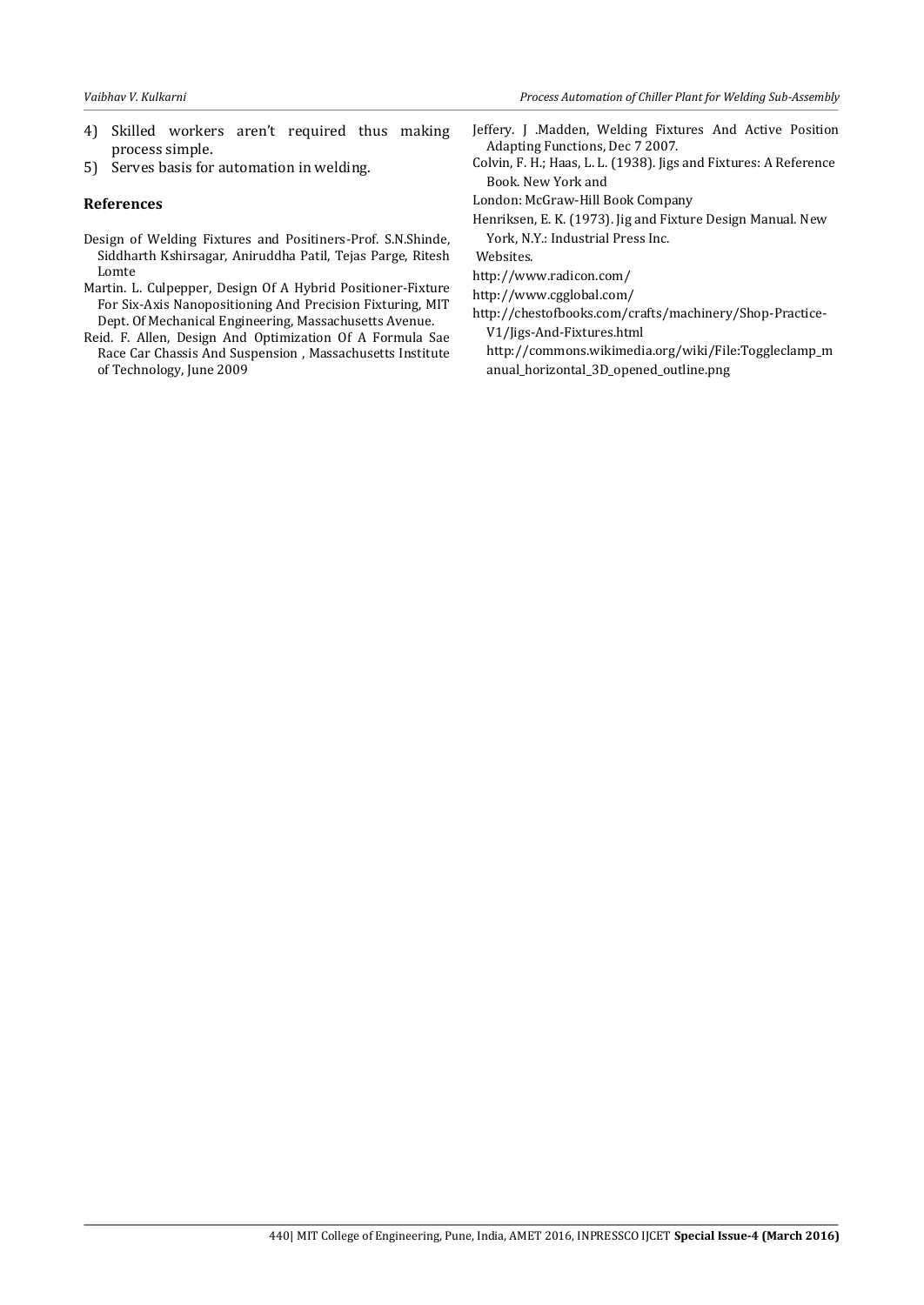4) Skilled workers aren't required thus making process simple.
5) Serves basis for automation in welding.

## References

Design of Welding Fixtures and Positiners-Prof. S.N.Shinde, Siddharth Kshirsagar, Aniruddha Patil, Tejas Parge, Ritesh Lomte

Martin. L. Culpepper, Design Of A Hybrid Positioner-Fixture For Six-Axis Nanopositioning And Precision Fixturing, MIT Dept. Of Mechanical Engineering, Massachusetts Avenue.

Reid. F. Allen, Design And Optimization Of A Formula Sae Race Car Chassis And Suspension , Massachusetts Institute of Technology, June 2009

Jeffery. J .Madden, Welding Fixtures And Active Position Adapting Functions, Dec 7 2007.

Colvin, F. H.; Haas, L. L. (1938). Jigs and Fixtures: A Reference Book. New York and

London: McGraw-Hill Book Company

Henriksen, E. K. (1973). Jig and Fixture Design Manual. New York, N.Y.: Industrial Press Inc.

Websites.

http://www.radicon.com/

http://www.cgglobal.com/

http://chestofbooks.com/crafts/machinery/Shop-Practice-V1/Jigs-And-Fixtures.html

http://commons.wikimedia.org/wiki/File:Toggleclamp_manual_horizontal_3D_opened_outline.png